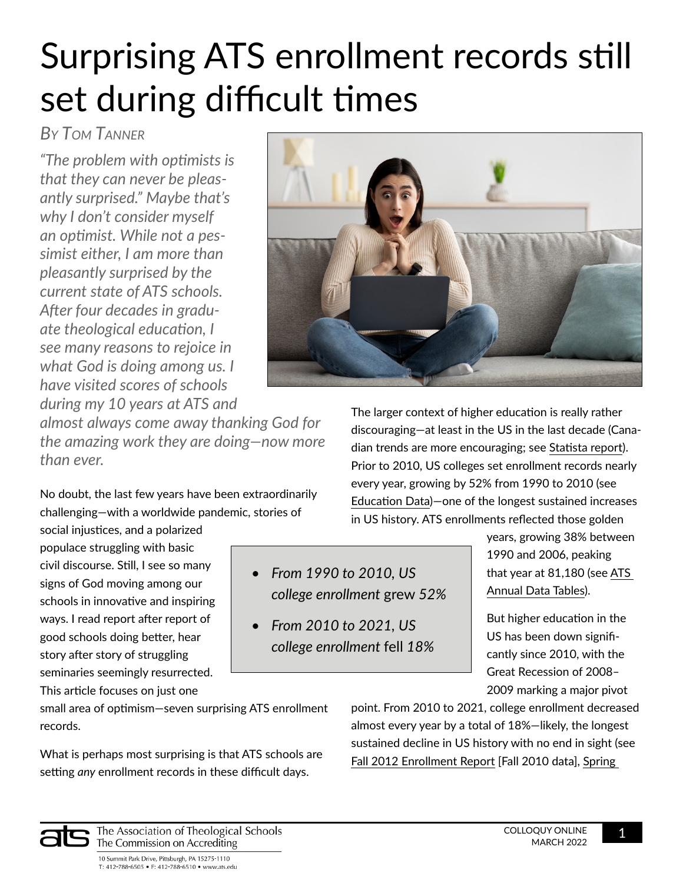# Surprising ATS enrollment records still set during difficult times

*By Tom Tanner*

*"The problem with optimists is that they can never be pleasantly surprised." Maybe that's why I don't consider myself an optimist. While not a pessimist either, I am more than pleasantly surprised by the current state of ATS schools. After four decades in graduate theological education, I see many reasons to rejoice in what God is doing among us. I have visited scores of schools during my 10 years at ATS and almost always come away thanking God for the amazing work they are doing—now more than ever.*

No doubt, the last few years have been extraordinarily challenging—with a worldwide pandemic, stories of social injustices, and a polarized populace struggling with basic civil discourse. Still, I see so many signs of God moving among our schools in innovative and inspiring ways. I read report after report of good schools doing better, hear story after story of struggling seminaries seemingly resurrected. This article focuses on just one small area of optimism—seven surprising ATS enrollment records.

What is perhaps most surprising is that ATS schools are setting *any* enrollment records in these difficult days.

- *From 1990 to 2010, US college enrollment* grew *52%*
- *From 2010 to 2021, US college enrollment* fell *18%*

The larger context of higher education is really rather discouraging—at least in the US in the last decade (Canadian trends are more encouraging; see Statista report). Prior to 2010, US colleges set enrollment records nearly every year, growing by 52% from 1990 to 2010 (see Education Data)—one of the longest sustained increases in US history. ATS enrollments reflected those golden years, growing 38% between 1990 and 2006, peaking that year at 81,180 (see ATS Annual Data Tables).

But higher education in the US has been down significantly since 2010, with the Great Recession of 2008–2009 marking a major pivot point. From 2010 to 2021, college enrollment decreased almost every year by a total of 18%—likely, the longest sustained decline in US history with no end in sight (see Fall 2012 Enrollment Report [Fall 2010 data], Spring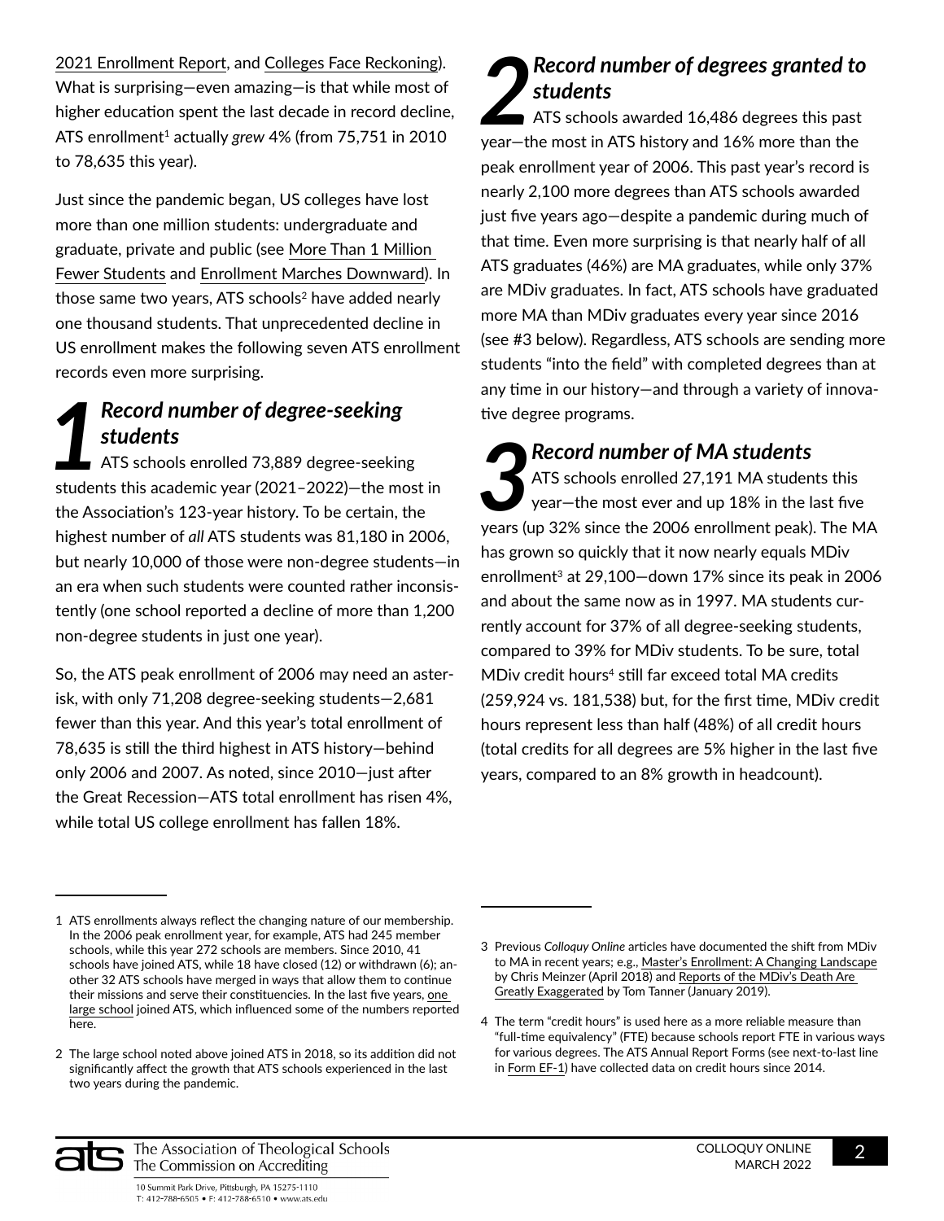2021 Enrollment Report, and Colleges Face Reckoning). What is surprising—even amazing—is that while most of higher education spent the last decade in record decline, ATS enrollment[1] actually *grew* 4% (from 75,751 in 2010 to 78,635 this year).

Just since the pandemic began, US colleges have lost more than one million students: undergraduate and graduate, private and public (see More Than 1 Million Fewer Students and Enrollment Marches Downward). In those same two years, ATS schools[2] have added nearly one thousand students. That unprecedented decline in US enrollment makes the following seven ATS enrollment records even more surprising.

## 1 Record number of degree-seeking students

ATS schools enrolled 73,889 degree-seeking students this academic year (2021–2022)—the most in the Association's 123-year history. To be certain, the highest number of *all* ATS students was 81,180 in 2006, but nearly 10,000 of those were non-degree students—in an era when such students were counted rather inconsistently (one school reported a decline of more than 1,200 non-degree students in just one year).

So, the ATS peak enrollment of 2006 may need an asterisk, with only 71,208 degree-seeking students—2,681 fewer than this year. And this year's total enrollment of 78,635 is still the third highest in ATS history—behind only 2006 and 2007. As noted, since 2010—just after the Great Recession—ATS total enrollment has risen 4%, while total US college enrollment has fallen 18%.

## 2 Record number of degrees granted to students

ATS schools awarded 16,486 degrees this past year—the most in ATS history and 16% more than the peak enrollment year of 2006. This past year's record is nearly 2,100 more degrees than ATS schools awarded just five years ago—despite a pandemic during much of that time. Even more surprising is that nearly half of all ATS graduates (46%) are MA graduates, while only 37% are MDiv graduates. In fact, ATS schools have graduated more MA than MDiv graduates every year since 2016 (see #3 below). Regardless, ATS schools are sending more students "into the field" with completed degrees than at any time in our history—and through a variety of innovative degree programs.

## 3 Record number of MA students

ATS schools enrolled 27,191 MA students this year—the most ever and up 18% in the last five years (up 32% since the 2006 enrollment peak). The MA has grown so quickly that it now nearly equals MDiv enrollment[3] at 29,100—down 17% since its peak in 2006 and about the same now as in 1997. MA students currently account for 37% of all degree-seeking students, compared to 39% for MDiv students. To be sure, total MDiv credit hours[4] still far exceed total MA credits (259,924 vs. 181,538) but, for the first time, MDiv credit hours represent less than half (48%) of all credit hours (total credits for all degrees are 5% higher in the last five years, compared to an 8% growth in headcount).

---

1 ATS enrollments always reflect the changing nature of our membership. In the 2006 peak enrollment year, for example, ATS had 245 member schools, while this year 272 schools are members. Since 2010, 41 schools have joined ATS, while 18 have closed (12) or withdrawn (6); another 32 ATS schools have merged in ways that allow them to continue their missions and serve their constituencies. In the last five years, one large school joined ATS, which influenced some of the numbers reported here.

2 The large school noted above joined ATS in 2018, so its addition did not significantly affect the growth that ATS schools experienced in the last two years during the pandemic.

3 Previous *Colloquy Online* articles have documented the shift from MDiv to MA in recent years; e.g., Master's Enrollment: A Changing Landscape by Chris Meinzer (April 2018) and Reports of the MDiv's Death Are Greatly Exaggerated by Tom Tanner (January 2019).

4 The term "credit hours" is used here as a more reliable measure than "full-time equivalency" (FTE) because schools report FTE in various ways for various degrees. The ATS Annual Report Forms (see next-to-last line in Form EF-1) have collected data on credit hours since 2014.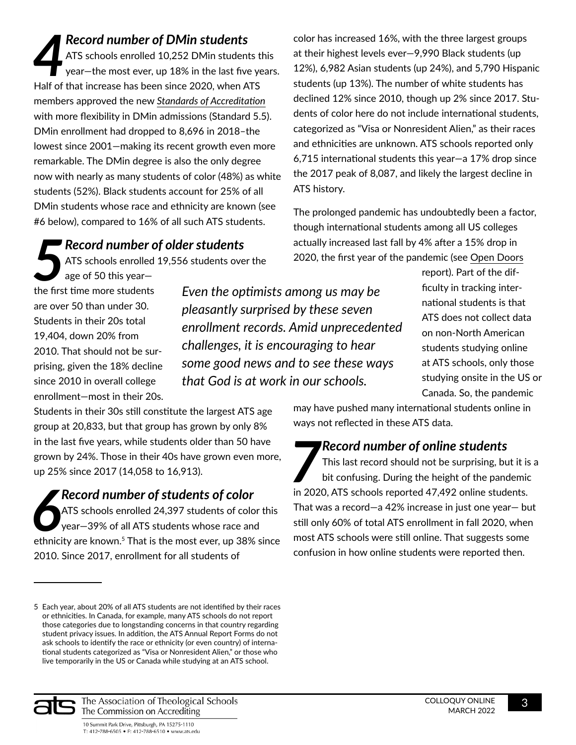## 4 Record number of DMin students

ATS schools enrolled 10,252 DMin students this year—the most ever, up 18% in the last five years. Half of that increase has been since 2020, when ATS members approved the new *Standards of Accreditation* with more flexibility in DMin admissions (Standard 5.5). DMin enrollment had dropped to 8,696 in 2018–the lowest since 2001—making its recent growth even more remarkable. The DMin degree is also the only degree now with nearly as many students of color (48%) as white students (52%). Black students account for 25% of all DMin students whose race and ethnicity are known (see #6 below), compared to 16% of all such ATS students.

## 5 Record number of older students

ATS schools enrolled 19,556 students over the age of 50 this year—the first time more students are over 50 than under 30. Students in their 20s total 19,404, down 20% from 2010. That should not be surprising, given the 18% decline since 2010 in overall college enrollment—most in their 20s. Students in their 30s still constitute the largest ATS age group at 20,833, but that group has grown by only 8% in the last five years, while students older than 50 have grown by 24%. Those in their 40s have grown even more, up 25% since 2017 (14,058 to 16,913).

*Even the optimists among us may be pleasantly surprised by these seven enrollment records. Amid unprecedented challenges, it is encouraging to hear some good news and to see these ways that God is at work in our schools.*

## 6 Record number of students of color

ATS schools enrolled 24,397 students of color this year—39% of all ATS students whose race and ethnicity are known.[5] That is the most ever, up 38% since 2010. Since 2017, enrollment for all students of color has increased 16%, with the three largest groups at their highest levels ever—9,990 Black students (up 12%), 6,982 Asian students (up 24%), and 5,790 Hispanic students (up 13%). The number of white students has declined 12% since 2010, though up 2% since 2017. Students of color here do not include international students, categorized as "Visa or Nonresident Alien," as their races and ethnicities are unknown. ATS schools reported only 6,715 international students this year—a 17% drop since the 2017 peak of 8,087, and likely the largest decline in ATS history.

The prolonged pandemic has undoubtedly been a factor, though international students among all US colleges actually increased last fall by 4% after a 15% drop in 2020, the first year of the pandemic (see Open Doors report). Part of the difficulty in tracking international students is that ATS does not collect data on non-North American students studying online at ATS schools, only those studying onsite in the US or Canada. So, the pandemic may have pushed many international students online in ways not reflected in these ATS data.

## 7 Record number of online students

This last record should not be surprising, but it is a bit confusing. During the height of the pandemic in 2020, ATS schools reported 47,492 online students. That was a record—a 42% increase in just one year— but still only 60% of total ATS enrollment in fall 2020, when most ATS schools were still online. That suggests some confusion in how online students were reported then.

---

5 Each year, about 20% of all ATS students are not identified by their races or ethnicities. In Canada, for example, many ATS schools do not report those categories due to longstanding concerns in that country regarding student privacy issues. In addition, the ATS Annual Report Forms do not ask schools to identify the race or ethnicity (or even country) of international students categorized as "Visa or Nonresident Alien," or those who live temporarily in the US or Canada while studying at an ATS school.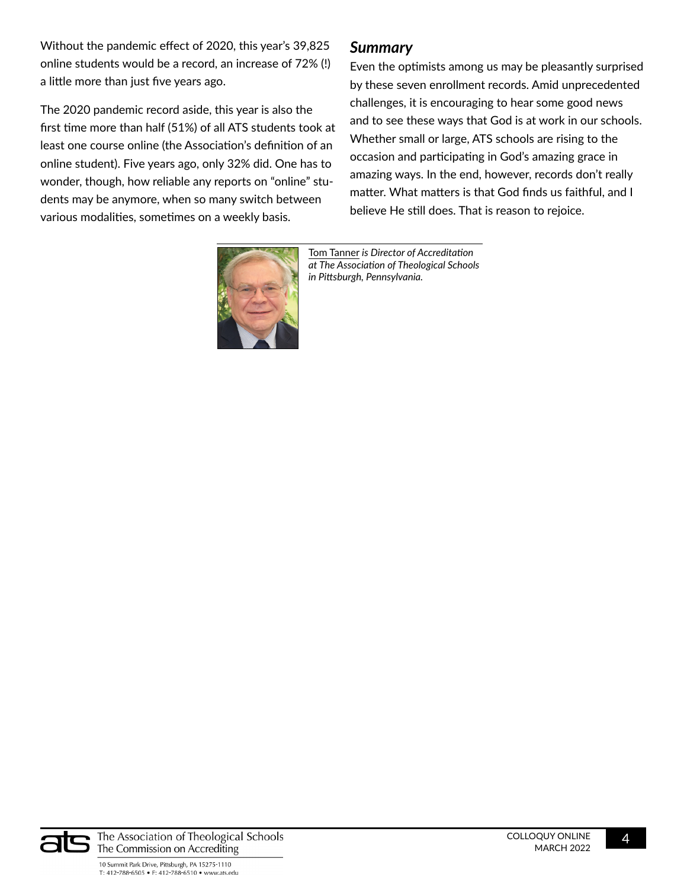Without the pandemic effect of 2020, this year's 39,825 online students would be a record, an increase of 72% (!) a little more than just five years ago.

The 2020 pandemic record aside, this year is also the first time more than half (51%) of all ATS students took at least one course online (the Association's definition of an online student). Five years ago, only 32% did. One has to wonder, though, how reliable any reports on "online" students may be anymore, when so many switch between various modalities, sometimes on a weekly basis.

## *Summary*

Even the optimists among us may be pleasantly surprised by these seven enrollment records. Amid unprecedented challenges, it is encouraging to hear some good news and to see these ways that God is at work in our schools. Whether small or large, ATS schools are rising to the occasion and participating in God's amazing grace in amazing ways. In the end, however, records don't really matter. What matters is that God finds us faithful, and I believe He still does. That is reason to rejoice.

Tom Tanner *is Director of Accreditation at The Association of Theological Schools in Pittsburgh, Pennsylvania.*

The Association of Theological Schools
The Commission on Accrediting

10 Summit Park Drive, Pittsburgh, PA 15275-1110
T: 412-788-6505 • F: 412-788-6510 • www.ats.edu